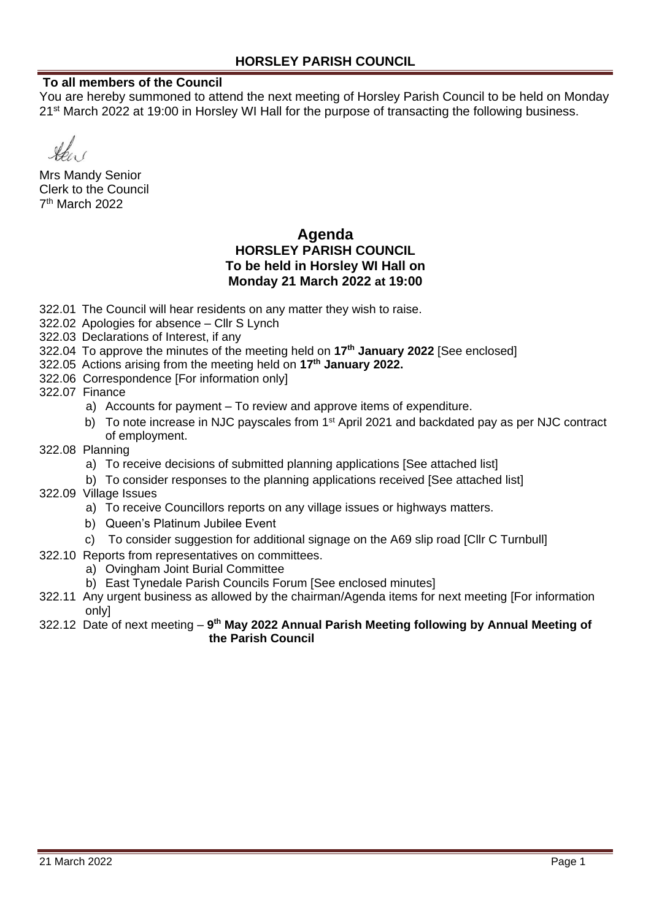# HORSLEY PARISH COUNCIL

**To all members of the Council**

You are hereby summoned to attend the next meeting of Horsley Parish Council to be held on Monday 21st March 2022 at 19:00 in Horsley WI Hall for the purpose of transacting the following business.

Mrs Mandy Senior
Clerk to the Council
7th March 2022

## Agenda

### HORSLEY PARISH COUNCIL
### To be held in Horsley WI Hall on
### Monday 21 March 2022 at 19:00

322.01 The Council will hear residents on any matter they wish to raise.

322.02 Apologies for absence – Cllr S Lynch

322.03 Declarations of Interest, if any

322.04 To approve the minutes of the meeting held on **17th January 2022** [See enclosed]

322.05 Actions arising from the meeting held on **17th January 2022.**

322.06 Correspondence [For information only]

322.07 Finance

- a) Accounts for payment – To review and approve items of expenditure.
- b) To note increase in NJC payscales from 1st April 2021 and backdated pay as per NJC contract of employment.

322.08 Planning

- a) To receive decisions of submitted planning applications [See attached list]
- b) To consider responses to the planning applications received [See attached list]

322.09 Village Issues

- a) To receive Councillors reports on any village issues or highways matters.
- b) Queen's Platinum Jubilee Event
- c) To consider suggestion for additional signage on the A69 slip road [Cllr C Turnbull]

322.10 Reports from representatives on committees.

- a) Ovingham Joint Burial Committee
- b) East Tynedale Parish Councils Forum [See enclosed minutes]

322.11 Any urgent business as allowed by the chairman/Agenda items for next meeting [For information only]

322.12 Date of next meeting – **9th May 2022 Annual Parish Meeting following by Annual Meeting of the Parish Council**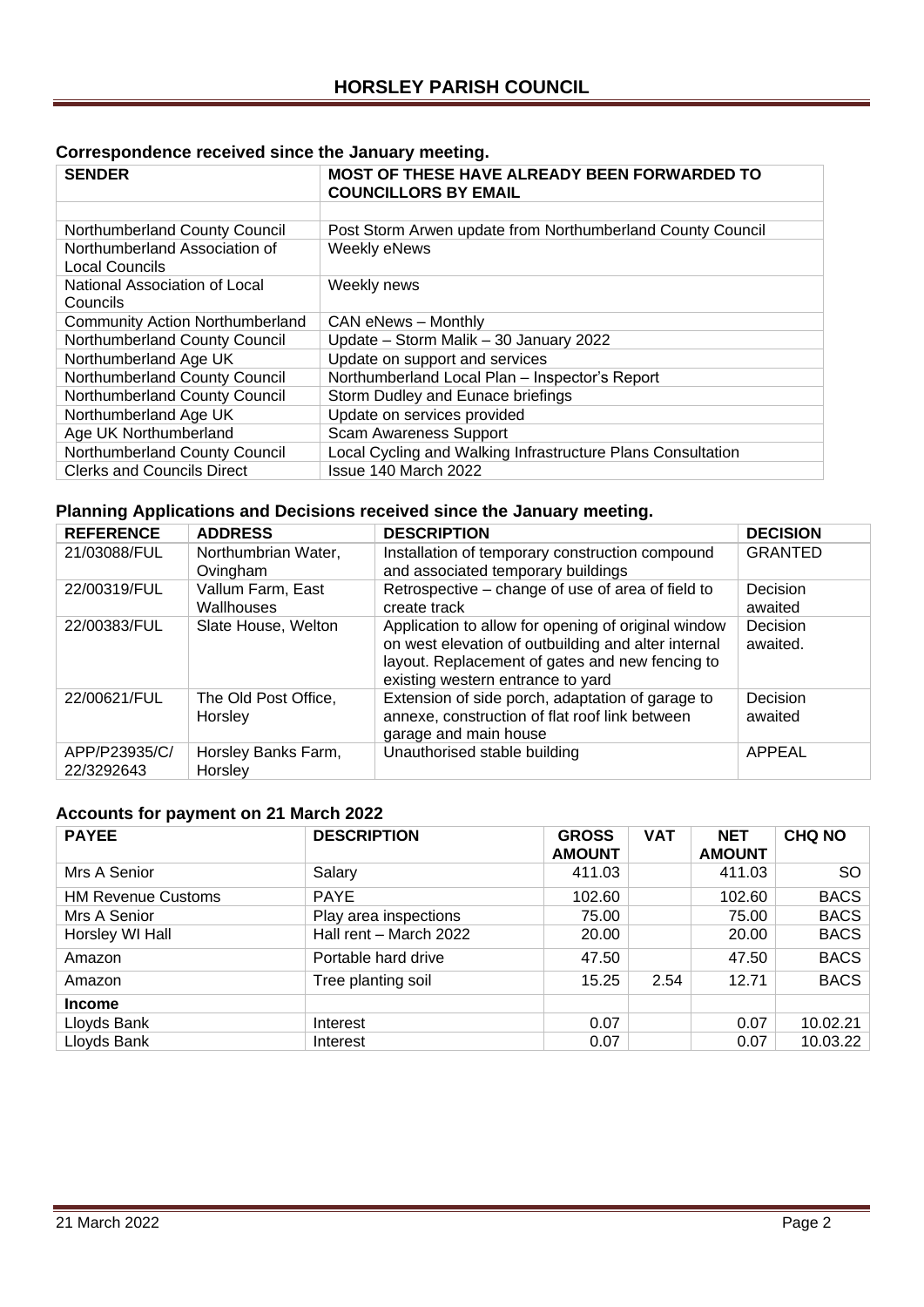# HORSLEY PARISH COUNCIL

## Correspondence received since the January meeting.

| SENDER | MOST OF THESE HAVE ALREADY BEEN FORWARDED TO COUNCILLORS BY EMAIL |
|---|---|
| | |
| Northumberland County Council | Post Storm Arwen update from Northumberland County Council |
| Northumberland Association of Local Councils | Weekly eNews |
| National Association of Local Councils | Weekly news |
| Community Action Northumberland | CAN eNews – Monthly |
| Northumberland County Council | Update – Storm Malik – 30 January 2022 |
| Northumberland Age UK | Update on support and services |
| Northumberland County Council | Northumberland Local Plan – Inspector's Report |
| Northumberland County Council | Storm Dudley and Eunace briefings |
| Northumberland Age UK | Update on services provided |
| Age UK Northumberland | Scam Awareness Support |
| Northumberland County Council | Local Cycling and Walking Infrastructure Plans Consultation |
| Clerks and Councils Direct | Issue 140 March 2022 |

## Planning Applications and Decisions received since the January meeting.

| REFERENCE | ADDRESS | DESCRIPTION | DECISION |
|---|---|---|---|
| 21/03088/FUL | Northumbrian Water, Ovingham | Installation of temporary construction compound and associated temporary buildings | GRANTED |
| 22/00319/FUL | Vallum Farm, East Wallhouses | Retrospective – change of use of area of field to create track | Decision awaited |
| 22/00383/FUL | Slate House, Welton | Application to allow for opening of original window on west elevation of outbuilding and alter internal layout. Replacement of gates and new fencing to existing western entrance to yard | Decision awaited. |
| 22/00621/FUL | The Old Post Office, Horsley | Extension of side porch, adaptation of garage to annexe, construction of flat roof link between garage and main house | Decision awaited |
| APP/P23935/C/ 22/3292643 | Horsley Banks Farm, Horsley | Unauthorised stable building | APPEAL |

## Accounts for payment on 21 March 2022

| PAYEE | DESCRIPTION | GROSS AMOUNT | VAT | NET AMOUNT | CHQ NO |
|---|---|---|---|---|---|
| Mrs A Senior | Salary | 411.03 | | 411.03 | SO |
| HM Revenue Customs | PAYE | 102.60 | | 102.60 | BACS |
| Mrs A Senior | Play area inspections | 75.00 | | 75.00 | BACS |
| Horsley WI Hall | Hall rent – March 2022 | 20.00 | | 20.00 | BACS |
| Amazon | Portable hard drive | 47.50 | | 47.50 | BACS |
| Amazon | Tree planting soil | 15.25 | 2.54 | 12.71 | BACS |
| **Income** | | | | | |
| Lloyds Bank | Interest | 0.07 | | 0.07 | 10.02.21 |
| Lloyds Bank | Interest | 0.07 | | 0.07 | 10.03.22 |